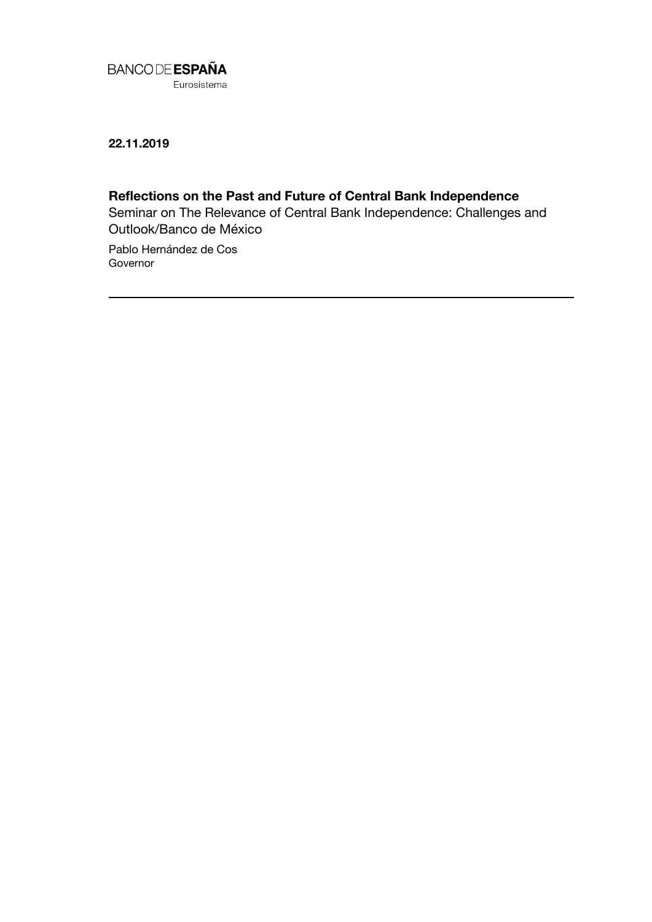BANCO DE **ESPAÑA**
Eurosistema

**22.11.2019**

# Reflections on the Past and Future of Central Bank Independence

Seminar on The Relevance of Central Bank Independence: Challenges and Outlook/Banco de México

Pablo Hernández de Cos
Governor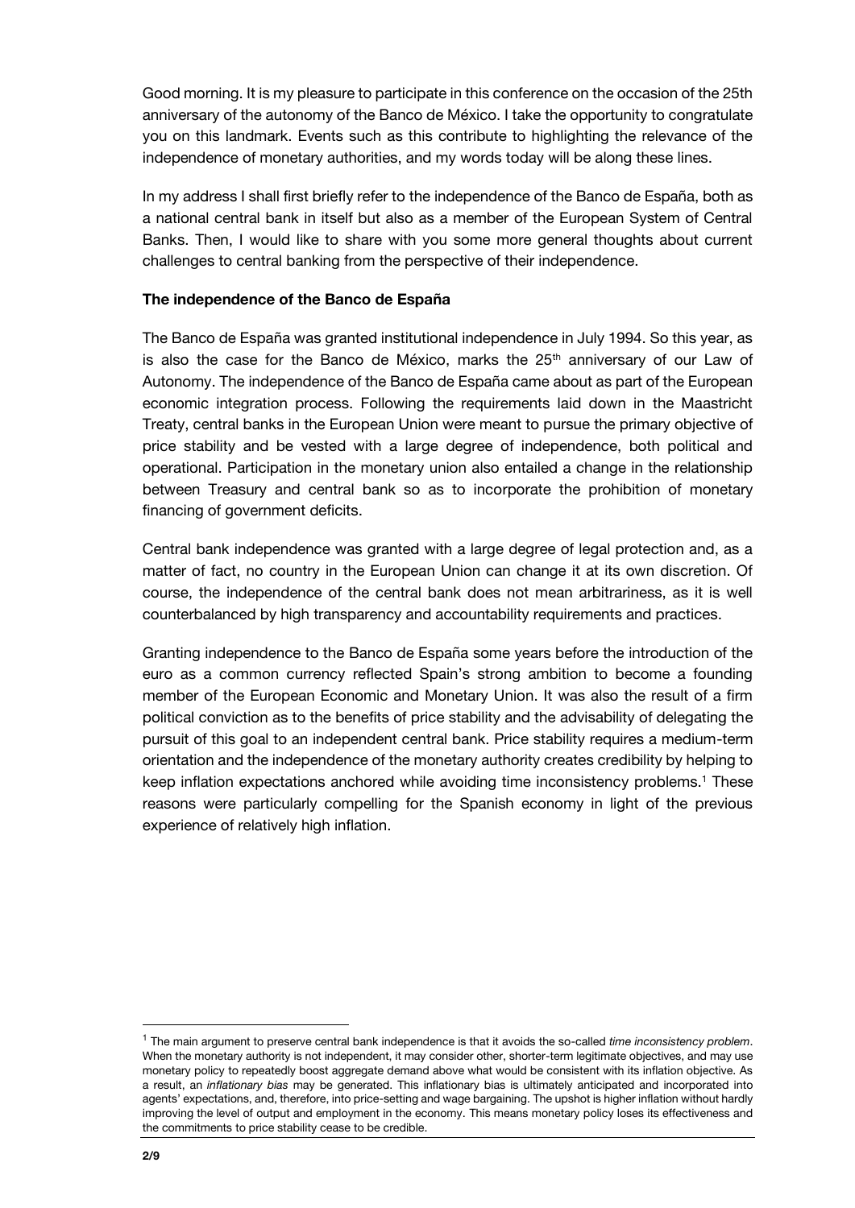Good morning. It is my pleasure to participate in this conference on the occasion of the 25th anniversary of the autonomy of the Banco de México. I take the opportunity to congratulate you on this landmark. Events such as this contribute to highlighting the relevance of the independence of monetary authorities, and my words today will be along these lines.

In my address I shall first briefly refer to the independence of the Banco de España, both as a national central bank in itself but also as a member of the European System of Central Banks. Then, I would like to share with you some more general thoughts about current challenges to central banking from the perspective of their independence.

**The independence of the Banco de España**

The Banco de España was granted institutional independence in July 1994. So this year, as is also the case for the Banco de México, marks the 25th anniversary of our Law of Autonomy. The independence of the Banco de España came about as part of the European economic integration process. Following the requirements laid down in the Maastricht Treaty, central banks in the European Union were meant to pursue the primary objective of price stability and be vested with a large degree of independence, both political and operational. Participation in the monetary union also entailed a change in the relationship between Treasury and central bank so as to incorporate the prohibition of monetary financing of government deficits.

Central bank independence was granted with a large degree of legal protection and, as a matter of fact, no country in the European Union can change it at its own discretion. Of course, the independence of the central bank does not mean arbitrariness, as it is well counterbalanced by high transparency and accountability requirements and practices.

Granting independence to the Banco de España some years before the introduction of the euro as a common currency reflected Spain's strong ambition to become a founding member of the European Economic and Monetary Union. It was also the result of a firm political conviction as to the benefits of price stability and the advisability of delegating the pursuit of this goal to an independent central bank. Price stability requires a medium-term orientation and the independence of the monetary authority creates credibility by helping to keep inflation expectations anchored while avoiding time inconsistency problems.[1] These reasons were particularly compelling for the Spanish economy in light of the previous experience of relatively high inflation.

---

[1] The main argument to preserve central bank independence is that it avoids the so-called *time inconsistency problem*. When the monetary authority is not independent, it may consider other, shorter-term legitimate objectives, and may use monetary policy to repeatedly boost aggregate demand above what would be consistent with its inflation objective. As a result, an *inflationary bias* may be generated. This inflationary bias is ultimately anticipated and incorporated into agents' expectations, and, therefore, into price-setting and wage bargaining. The upshot is higher inflation without hardly improving the level of output and employment in the economy. This means monetary policy loses its effectiveness and the commitments to price stability cease to be credible.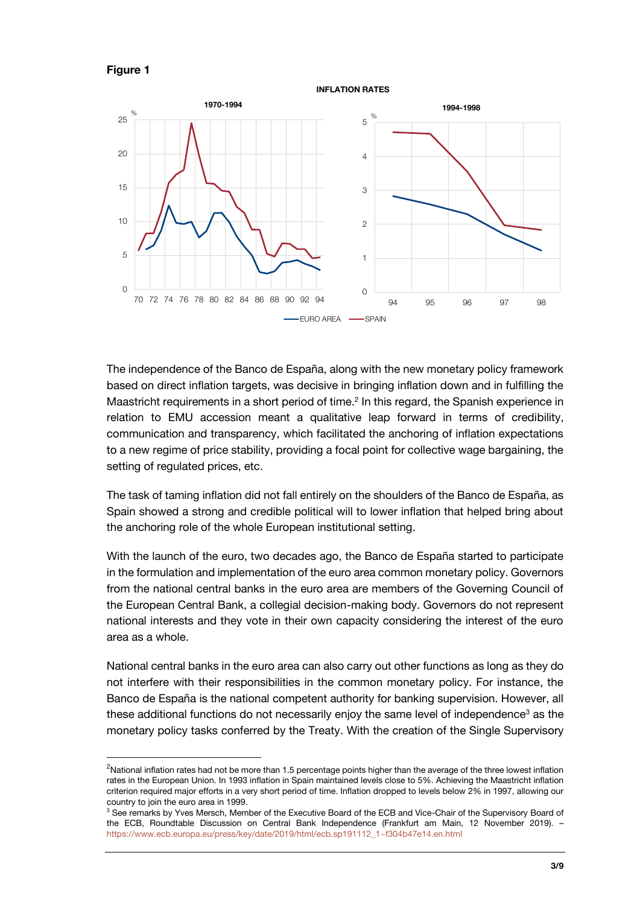**Figure 1**

The independence of the Banco de España, along with the new monetary policy framework based on direct inflation targets, was decisive in bringing inflation down and in fulfilling the Maastricht requirements in a short period of time.[2] In this regard, the Spanish experience in relation to EMU accession meant a qualitative leap forward in terms of credibility, communication and transparency, which facilitated the anchoring of inflation expectations to a new regime of price stability, providing a focal point for collective wage bargaining, the setting of regulated prices, etc.

The task of taming inflation did not fall entirely on the shoulders of the Banco de España, as Spain showed a strong and credible political will to lower inflation that helped bring about the anchoring role of the whole European institutional setting.

With the launch of the euro, two decades ago, the Banco de España started to participate in the formulation and implementation of the euro area common monetary policy. Governors from the national central banks in the euro area are members of the Governing Council of the European Central Bank, a collegial decision-making body. Governors do not represent national interests and they vote in their own capacity considering the interest of the euro area as a whole.

National central banks in the euro area can also carry out other functions as long as they do not interfere with their responsibilities in the common monetary policy. For instance, the Banco de España is the national competent authority for banking supervision. However, all these additional functions do not necessarily enjoy the same level of independence[3] as the monetary policy tasks conferred by the Treaty. With the creation of the Single Supervisory

---

[2] National inflation rates had not be more than 1.5 percentage points higher than the average of the three lowest inflation rates in the European Union. In 1993 inflation in Spain maintained levels close to 5%. Achieving the Maastricht inflation criterion required major efforts in a very short period of time. Inflation dropped to levels below 2% in 1997, allowing our country to join the euro area in 1999.

[3] See remarks by Yves Mersch, Member of the Executive Board of the ECB and Vice-Chair of the Supervisory Board of the ECB, Roundtable Discussion on Central Bank Independence (Frankfurt am Main, 12 November 2019). – https://www.ecb.europa.eu/press/key/date/2019/html/ecb.sp191112_1~f304b47e14.en.html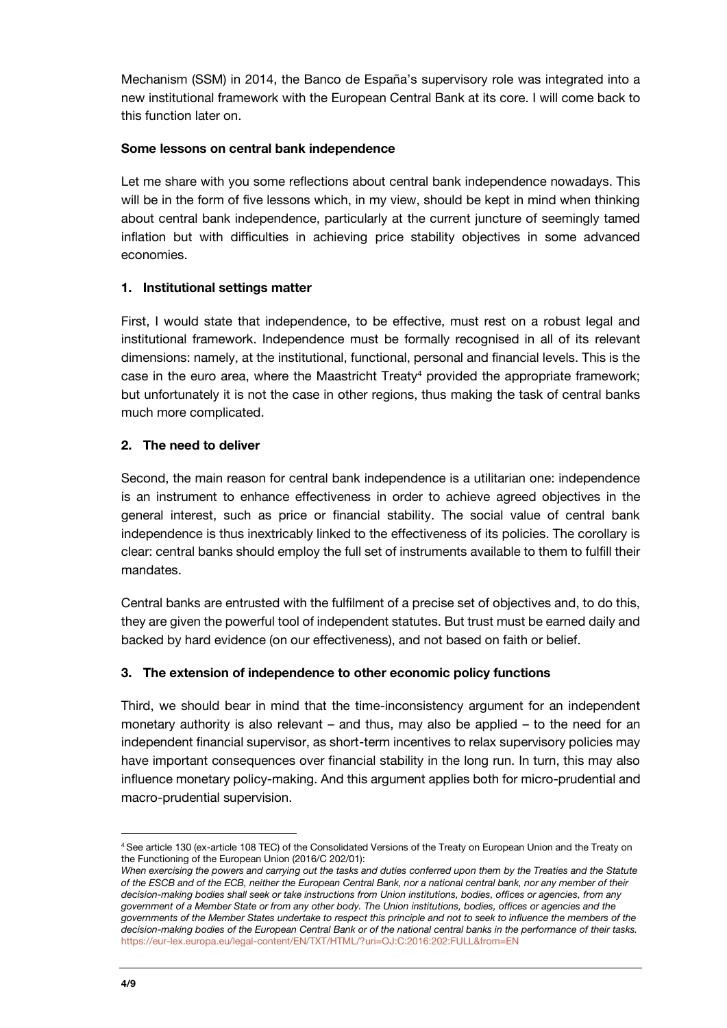Mechanism (SSM) in 2014, the Banco de España's supervisory role was integrated into a new institutional framework with the European Central Bank at its core. I will come back to this function later on.

**Some lessons on central bank independence**

Let me share with you some reflections about central bank independence nowadays. This will be in the form of five lessons which, in my view, should be kept in mind when thinking about central bank independence, particularly at the current juncture of seemingly tamed inflation but with difficulties in achieving price stability objectives in some advanced economies.

**1. Institutional settings matter**

First, I would state that independence, to be effective, must rest on a robust legal and institutional framework. Independence must be formally recognised in all of its relevant dimensions: namely, at the institutional, functional, personal and financial levels. This is the case in the euro area, where the Maastricht Treaty[4] provided the appropriate framework; but unfortunately it is not the case in other regions, thus making the task of central banks much more complicated.

**2. The need to deliver**

Second, the main reason for central bank independence is a utilitarian one: independence is an instrument to enhance effectiveness in order to achieve agreed objectives in the general interest, such as price or financial stability. The social value of central bank independence is thus inextricably linked to the effectiveness of its policies. The corollary is clear: central banks should employ the full set of instruments available to them to fulfill their mandates.

Central banks are entrusted with the fulfilment of a precise set of objectives and, to do this, they are given the powerful tool of independent statutes. But trust must be earned daily and backed by hard evidence (on our effectiveness), and not based on faith or belief.

**3. The extension of independence to other economic policy functions**

Third, we should bear in mind that the time-inconsistency argument for an independent monetary authority is also relevant – and thus, may also be applied – to the need for an independent financial supervisor, as short-term incentives to relax supervisory policies may have important consequences over financial stability in the long run. In turn, this may also influence monetary policy-making. And this argument applies both for micro-prudential and macro-prudential supervision.

---

[4] See article 130 (ex-article 108 TEC) of the Consolidated Versions of the Treaty on European Union and the Treaty on the Functioning of the European Union (2016/C 202/01):
*When exercising the powers and carrying out the tasks and duties conferred upon them by the Treaties and the Statute of the ESCB and of the ECB, neither the European Central Bank, nor a national central bank, nor any member of their decision-making bodies shall seek or take instructions from Union institutions, bodies, offices or agencies, from any government of a Member State or from any other body. The Union institutions, bodies, offices or agencies and the governments of the Member States undertake to respect this principle and not to seek to influence the members of the decision-making bodies of the European Central Bank or of the national central banks in the performance of their tasks.*
https://eur-lex.europa.eu/legal-content/EN/TXT/HTML/?uri=OJ:C:2016:202:FULL&from=EN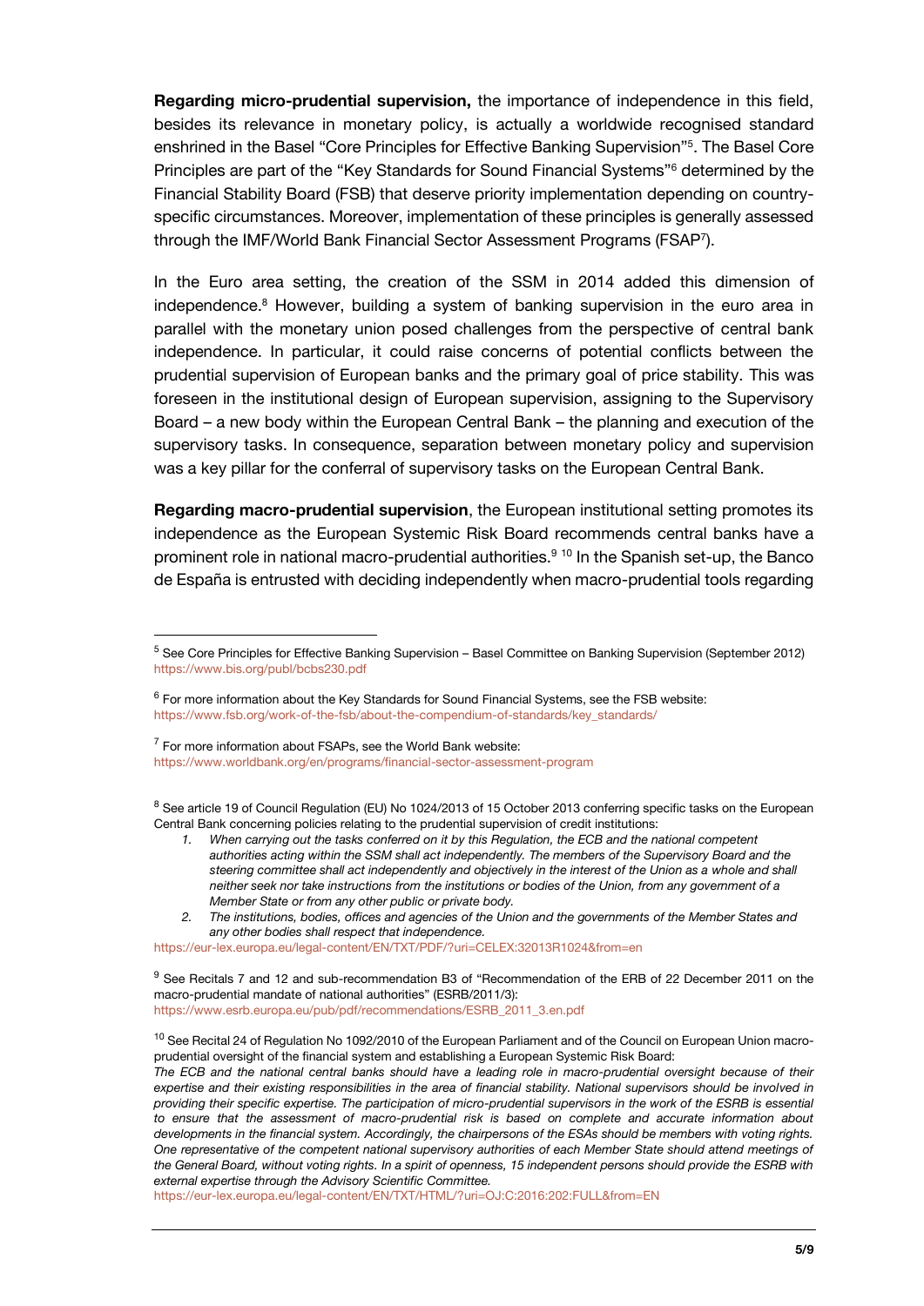**Regarding micro-prudential supervision,** the importance of independence in this field, besides its relevance in monetary policy, is actually a worldwide recognised standard enshrined in the Basel "Core Principles for Effective Banking Supervision"[5]. The Basel Core Principles are part of the "Key Standards for Sound Financial Systems"[6] determined by the Financial Stability Board (FSB) that deserve priority implementation depending on country-specific circumstances. Moreover, implementation of these principles is generally assessed through the IMF/World Bank Financial Sector Assessment Programs (FSAP[7]).

In the Euro area setting, the creation of the SSM in 2014 added this dimension of independence.[8] However, building a system of banking supervision in the euro area in parallel with the monetary union posed challenges from the perspective of central bank independence. In particular, it could raise concerns of potential conflicts between the prudential supervision of European banks and the primary goal of price stability. This was foreseen in the institutional design of European supervision, assigning to the Supervisory Board – a new body within the European Central Bank – the planning and execution of the supervisory tasks. In consequence, separation between monetary policy and supervision was a key pillar for the conferral of supervisory tasks on the European Central Bank.

**Regarding macro-prudential supervision**, the European institutional setting promotes its independence as the European Systemic Risk Board recommends central banks have a prominent role in national macro-prudential authorities.[9] [10] In the Spanish set-up, the Banco de España is entrusted with deciding independently when macro-prudential tools regarding

---

[5] See Core Principles for Effective Banking Supervision – Basel Committee on Banking Supervision (September 2012) https://www.bis.org/publ/bcbs230.pdf

[6] For more information about the Key Standards for Sound Financial Systems, see the FSB website: https://www.fsb.org/work-of-the-fsb/about-the-compendium-of-standards/key_standards/

[7] For more information about FSAPs, see the World Bank website: https://www.worldbank.org/en/programs/financial-sector-assessment-program

[8] See article 19 of Council Regulation (EU) No 1024/2013 of 15 October 2013 conferring specific tasks on the European Central Bank concerning policies relating to the prudential supervision of credit institutions:

1. *When carrying out the tasks conferred on it by this Regulation, the ECB and the national competent authorities acting within the SSM shall act independently. The members of the Supervisory Board and the steering committee shall act independently and objectively in the interest of the Union as a whole and shall neither seek nor take instructions from the institutions or bodies of the Union, from any government of a Member State or from any other public or private body.*
2. *The institutions, bodies, offices and agencies of the Union and the governments of the Member States and any other bodies shall respect that independence.*

https://eur-lex.europa.eu/legal-content/EN/TXT/PDF/?uri=CELEX:32013R1024&from=en

[9] See Recitals 7 and 12 and sub-recommendation B3 of "Recommendation of the ERB of 22 December 2011 on the macro-prudential mandate of national authorities" (ESRB/2011/3): https://www.esrb.europa.eu/pub/pdf/recommendations/ESRB_2011_3.en.pdf

[10] See Recital 24 of Regulation No 1092/2010 of the European Parliament and of the Council on European Union macro-prudential oversight of the financial system and establishing a European Systemic Risk Board:
*The ECB and the national central banks should have a leading role in macro-prudential oversight because of their expertise and their existing responsibilities in the area of financial stability. National supervisors should be involved in providing their specific expertise. The participation of micro-prudential supervisors in the work of the ESRB is essential to ensure that the assessment of macro-prudential risk is based on complete and accurate information about developments in the financial system. Accordingly, the chairpersons of the ESAs should be members with voting rights. One representative of the competent national supervisory authorities of each Member State should attend meetings of the General Board, without voting rights. In a spirit of openness, 15 independent persons should provide the ESRB with external expertise through the Advisory Scientific Committee.*
https://eur-lex.europa.eu/legal-content/EN/TXT/HTML/?uri=OJ:C:2016:202:FULL&from=EN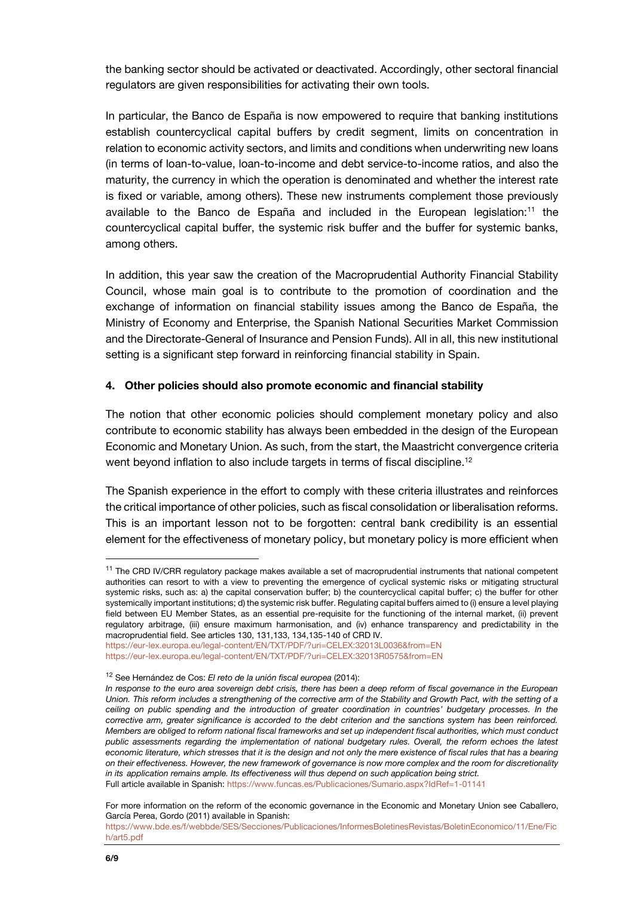the banking sector should be activated or deactivated. Accordingly, other sectoral financial regulators are given responsibilities for activating their own tools.

In particular, the Banco de España is now empowered to require that banking institutions establish countercyclical capital buffers by credit segment, limits on concentration in relation to economic activity sectors, and limits and conditions when underwriting new loans (in terms of loan-to-value, loan-to-income and debt service-to-income ratios, and also the maturity, the currency in which the operation is denominated and whether the interest rate is fixed or variable, among others). These new instruments complement those previously available to the Banco de España and included in the European legislation:[11] the countercyclical capital buffer, the systemic risk buffer and the buffer for systemic banks, among others.

In addition, this year saw the creation of the Macroprudential Authority Financial Stability Council, whose main goal is to contribute to the promotion of coordination and the exchange of information on financial stability issues among the Banco de España, the Ministry of Economy and Enterprise, the Spanish National Securities Market Commission and the Directorate-General of Insurance and Pension Funds). All in all, this new institutional setting is a significant step forward in reinforcing financial stability in Spain.

## 4. Other policies should also promote economic and financial stability

The notion that other economic policies should complement monetary policy and also contribute to economic stability has always been embedded in the design of the European Economic and Monetary Union. As such, from the start, the Maastricht convergence criteria went beyond inflation to also include targets in terms of fiscal discipline.[12]

The Spanish experience in the effort to comply with these criteria illustrates and reinforces the critical importance of other policies, such as fiscal consolidation or liberalisation reforms. This is an important lesson not to be forgotten: central bank credibility is an essential element for the effectiveness of monetary policy, but monetary policy is more efficient when

---

[11] The CRD IV/CRR regulatory package makes available a set of macroprudential instruments that national competent authorities can resort to with a view to preventing the emergence of cyclical systemic risks or mitigating structural systemic risks, such as: a) the capital conservation buffer; b) the countercyclical capital buffer; c) the buffer for other systemically important institutions; d) the systemic risk buffer. Regulating capital buffers aimed to (i) ensure a level playing field between EU Member States, as an essential pre-requisite for the functioning of the internal market, (ii) prevent regulatory arbitrage, (iii) ensure maximum harmonisation, and (iv) enhance transparency and predictability in the macroprudential field. See articles 130, 131,133, 134,135-140 of CRD IV.
https://eur-lex.europa.eu/legal-content/EN/TXT/PDF/?uri=CELEX:32013L0036&from=EN
https://eur-lex.europa.eu/legal-content/EN/TXT/PDF/?uri=CELEX:32013R0575&from=EN

[12] See Hernández de Cos: *El reto de la unión fiscal europea* (2014):
*In response to the euro area sovereign debt crisis, there has been a deep reform of fiscal governance in the European Union. This reform includes a strengthening of the corrective arm of the Stability and Growth Pact, with the setting of a ceiling on public spending and the introduction of greater coordination in countries' budgetary processes. In the corrective arm, greater significance is accorded to the debt criterion and the sanctions system has been reinforced. Members are obliged to reform national fiscal frameworks and set up independent fiscal authorities, which must conduct public assessments regarding the implementation of national budgetary rules. Overall, the reform echoes the latest economic literature, which stresses that it is the design and not only the mere existence of fiscal rules that has a bearing on their effectiveness. However, the new framework of governance is now more complex and the room for discretionality in its application remains ample. Its effectiveness will thus depend on such application being strict.*
Full article available in Spanish: https://www.funcas.es/Publicaciones/Sumario.aspx?IdRef=1-01141

For more information on the reform of the economic governance in the Economic and Monetary Union see Caballero, García Perea, Gordo (2011) available in Spanish:
https://www.bde.es/f/webbde/SES/Secciones/Publicaciones/InformesBoletinesRevistas/BoletinEconomico/11/Ene/Fich/art5.pdf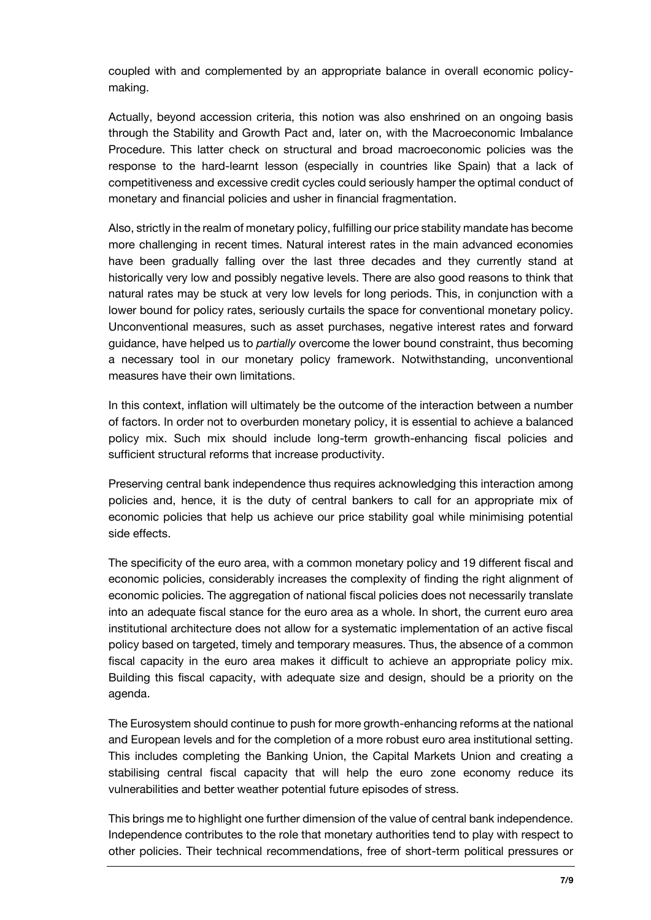coupled with and complemented by an appropriate balance in overall economic policy-making.

Actually, beyond accession criteria, this notion was also enshrined on an ongoing basis through the Stability and Growth Pact and, later on, with the Macroeconomic Imbalance Procedure. This latter check on structural and broad macroeconomic policies was the response to the hard-learnt lesson (especially in countries like Spain) that a lack of competitiveness and excessive credit cycles could seriously hamper the optimal conduct of monetary and financial policies and usher in financial fragmentation.

Also, strictly in the realm of monetary policy, fulfilling our price stability mandate has become more challenging in recent times. Natural interest rates in the main advanced economies have been gradually falling over the last three decades and they currently stand at historically very low and possibly negative levels. There are also good reasons to think that natural rates may be stuck at very low levels for long periods. This, in conjunction with a lower bound for policy rates, seriously curtails the space for conventional monetary policy. Unconventional measures, such as asset purchases, negative interest rates and forward guidance, have helped us to *partially* overcome the lower bound constraint, thus becoming a necessary tool in our monetary policy framework. Notwithstanding, unconventional measures have their own limitations.

In this context, inflation will ultimately be the outcome of the interaction between a number of factors. In order not to overburden monetary policy, it is essential to achieve a balanced policy mix. Such mix should include long-term growth-enhancing fiscal policies and sufficient structural reforms that increase productivity.

Preserving central bank independence thus requires acknowledging this interaction among policies and, hence, it is the duty of central bankers to call for an appropriate mix of economic policies that help us achieve our price stability goal while minimising potential side effects.

The specificity of the euro area, with a common monetary policy and 19 different fiscal and economic policies, considerably increases the complexity of finding the right alignment of economic policies. The aggregation of national fiscal policies does not necessarily translate into an adequate fiscal stance for the euro area as a whole. In short, the current euro area institutional architecture does not allow for a systematic implementation of an active fiscal policy based on targeted, timely and temporary measures. Thus, the absence of a common fiscal capacity in the euro area makes it difficult to achieve an appropriate policy mix. Building this fiscal capacity, with adequate size and design, should be a priority on the agenda.

The Eurosystem should continue to push for more growth-enhancing reforms at the national and European levels and for the completion of a more robust euro area institutional setting. This includes completing the Banking Union, the Capital Markets Union and creating a stabilising central fiscal capacity that will help the euro zone economy reduce its vulnerabilities and better weather potential future episodes of stress.

This brings me to highlight one further dimension of the value of central bank independence. Independence contributes to the role that monetary authorities tend to play with respect to other policies. Their technical recommendations, free of short-term political pressures or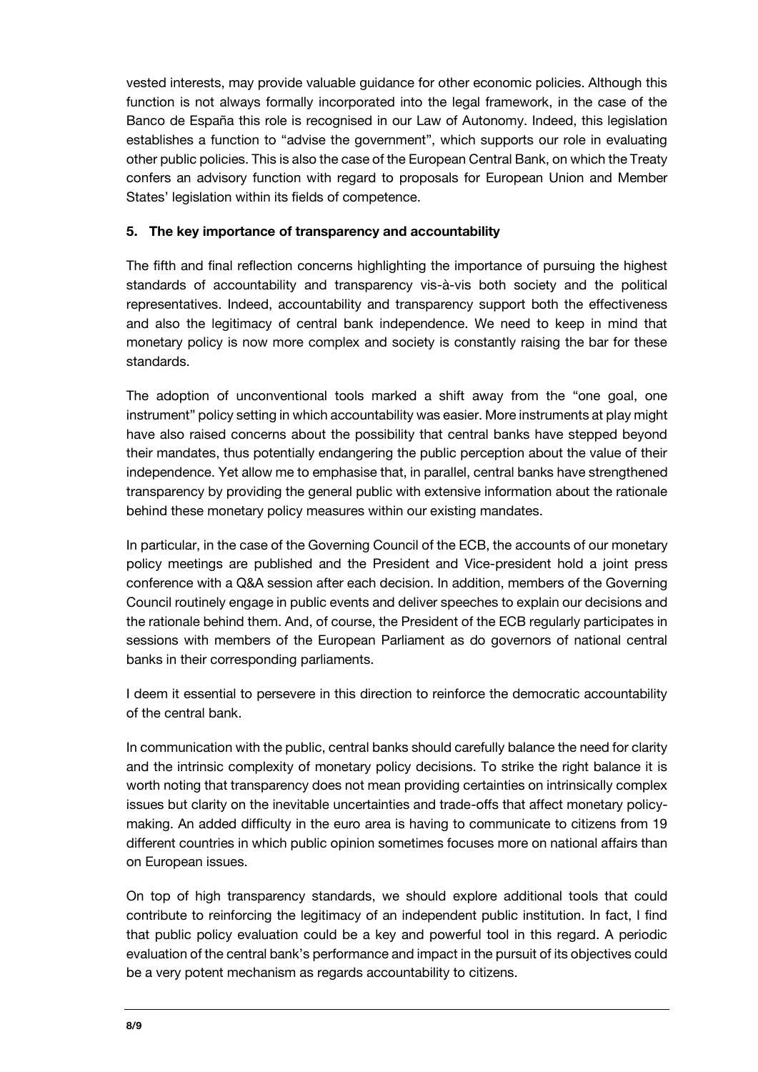vested interests, may provide valuable guidance for other economic policies. Although this function is not always formally incorporated into the legal framework, in the case of the Banco de España this role is recognised in our Law of Autonomy. Indeed, this legislation establishes a function to "advise the government", which supports our role in evaluating other public policies. This is also the case of the European Central Bank, on which the Treaty confers an advisory function with regard to proposals for European Union and Member States' legislation within its fields of competence.

## 5. The key importance of transparency and accountability

The fifth and final reflection concerns highlighting the importance of pursuing the highest standards of accountability and transparency vis-à-vis both society and the political representatives. Indeed, accountability and transparency support both the effectiveness and also the legitimacy of central bank independence. We need to keep in mind that monetary policy is now more complex and society is constantly raising the bar for these standards.

The adoption of unconventional tools marked a shift away from the "one goal, one instrument" policy setting in which accountability was easier. More instruments at play might have also raised concerns about the possibility that central banks have stepped beyond their mandates, thus potentially endangering the public perception about the value of their independence. Yet allow me to emphasise that, in parallel, central banks have strengthened transparency by providing the general public with extensive information about the rationale behind these monetary policy measures within our existing mandates.

In particular, in the case of the Governing Council of the ECB, the accounts of our monetary policy meetings are published and the President and Vice-president hold a joint press conference with a Q&A session after each decision. In addition, members of the Governing Council routinely engage in public events and deliver speeches to explain our decisions and the rationale behind them. And, of course, the President of the ECB regularly participates in sessions with members of the European Parliament as do governors of national central banks in their corresponding parliaments.

I deem it essential to persevere in this direction to reinforce the democratic accountability of the central bank.

In communication with the public, central banks should carefully balance the need for clarity and the intrinsic complexity of monetary policy decisions. To strike the right balance it is worth noting that transparency does not mean providing certainties on intrinsically complex issues but clarity on the inevitable uncertainties and trade-offs that affect monetary policy-making. An added difficulty in the euro area is having to communicate to citizens from 19 different countries in which public opinion sometimes focuses more on national affairs than on European issues.

On top of high transparency standards, we should explore additional tools that could contribute to reinforcing the legitimacy of an independent public institution. In fact, I find that public policy evaluation could be a key and powerful tool in this regard. A periodic evaluation of the central bank's performance and impact in the pursuit of its objectives could be a very potent mechanism as regards accountability to citizens.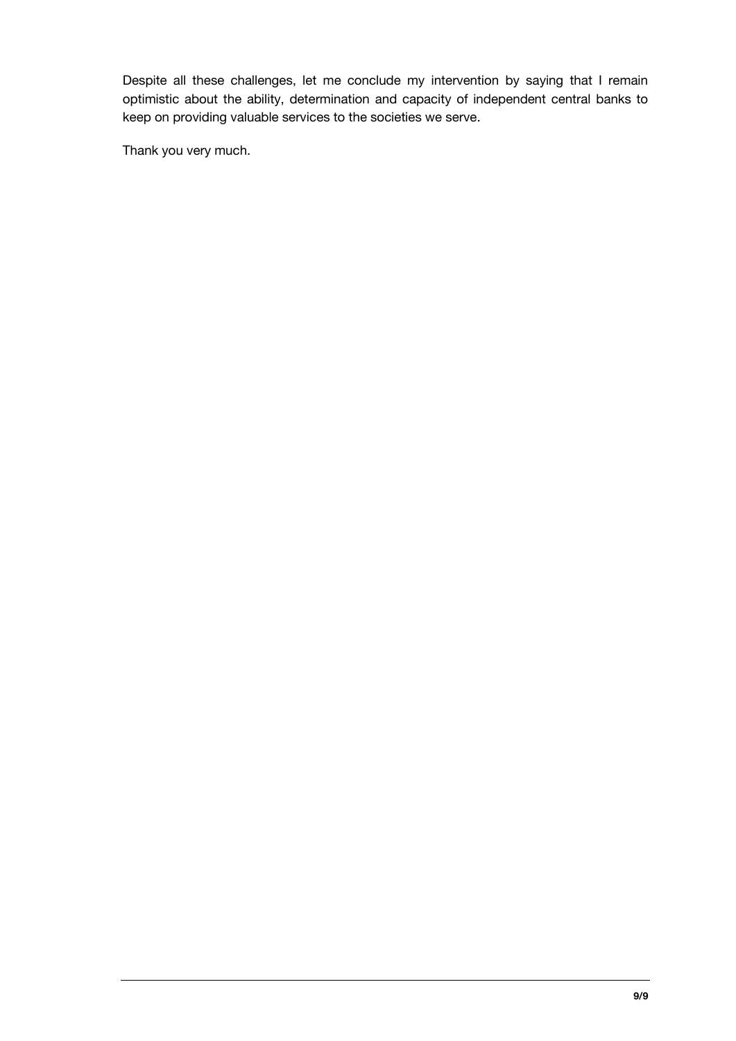Despite all these challenges, let me conclude my intervention by saying that I remain optimistic about the ability, determination and capacity of independent central banks to keep on providing valuable services to the societies we serve.

Thank you very much.